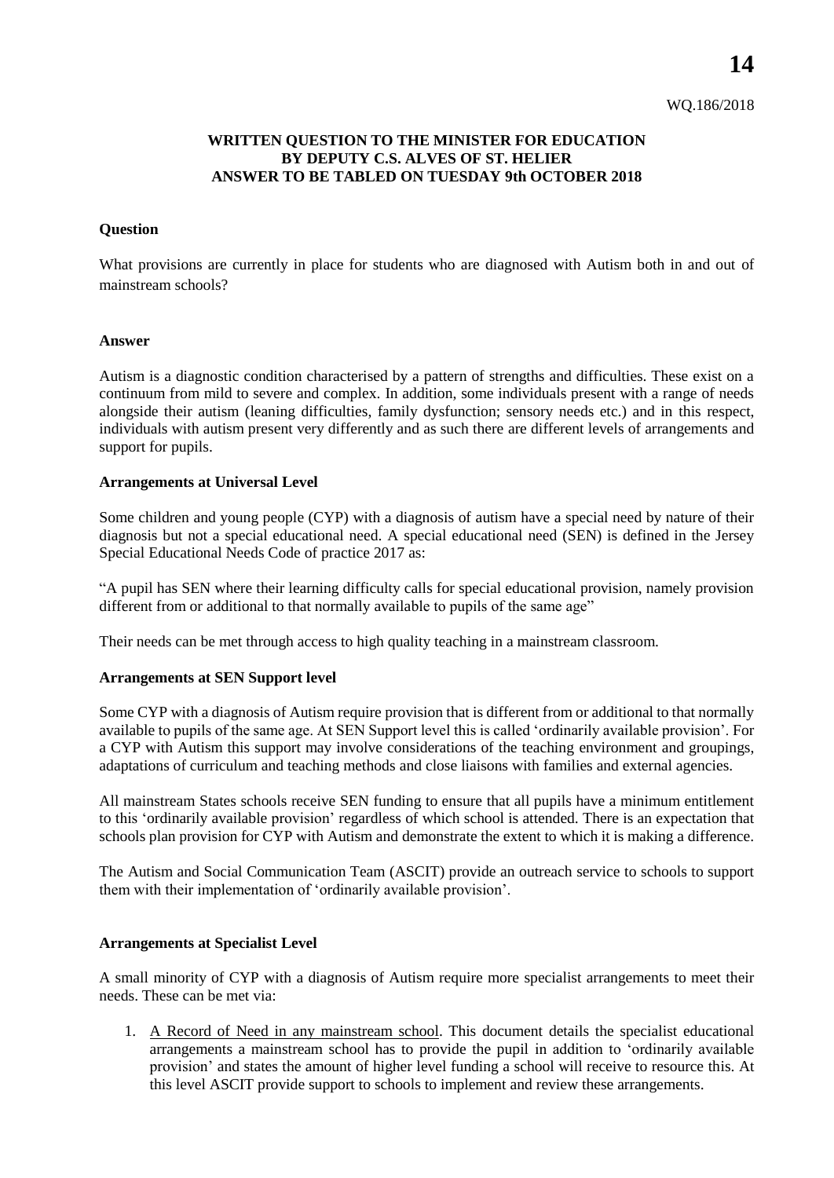WQ.186/2018

**WRITTEN QUESTION TO THE MINISTER FOR EDUCATION**
**BY DEPUTY C.S. ALVES OF ST. HELIER**
**ANSWER TO BE TABLED ON TUESDAY 9th OCTOBER 2018**

**Question**

What provisions are currently in place for students who are diagnosed with Autism both in and out of mainstream schools?

**Answer**

Autism is a diagnostic condition characterised by a pattern of strengths and difficulties. These exist on a continuum from mild to severe and complex. In addition, some individuals present with a range of needs alongside their autism (leaning difficulties, family dysfunction; sensory needs etc.) and in this respect, individuals with autism present very differently and as such there are different levels of arrangements and support for pupils.

**Arrangements at Universal Level**

Some children and young people (CYP) with a diagnosis of autism have a special need by nature of their diagnosis but not a special educational need. A special educational need (SEN) is defined in the Jersey Special Educational Needs Code of practice 2017 as:

"A pupil has SEN where their learning difficulty calls for special educational provision, namely provision different from or additional to that normally available to pupils of the same age"

Their needs can be met through access to high quality teaching in a mainstream classroom.

**Arrangements at SEN Support level**

Some CYP with a diagnosis of Autism require provision that is different from or additional to that normally available to pupils of the same age. At SEN Support level this is called 'ordinarily available provision'. For a CYP with Autism this support may involve considerations of the teaching environment and groupings, adaptations of curriculum and teaching methods and close liaisons with families and external agencies.

All mainstream States schools receive SEN funding to ensure that all pupils have a minimum entitlement to this 'ordinarily available provision' regardless of which school is attended. There is an expectation that schools plan provision for CYP with Autism and demonstrate the extent to which it is making a difference.

The Autism and Social Communication Team (ASCIT) provide an outreach service to schools to support them with their implementation of 'ordinarily available provision'.

**Arrangements at Specialist Level**

A small minority of CYP with a diagnosis of Autism require more specialist arrangements to meet their needs. These can be met via:

1. A Record of Need in any mainstream school. This document details the specialist educational arrangements a mainstream school has to provide the pupil in addition to 'ordinarily available provision' and states the amount of higher level funding a school will receive to resource this. At this level ASCIT provide support to schools to implement and review these arrangements.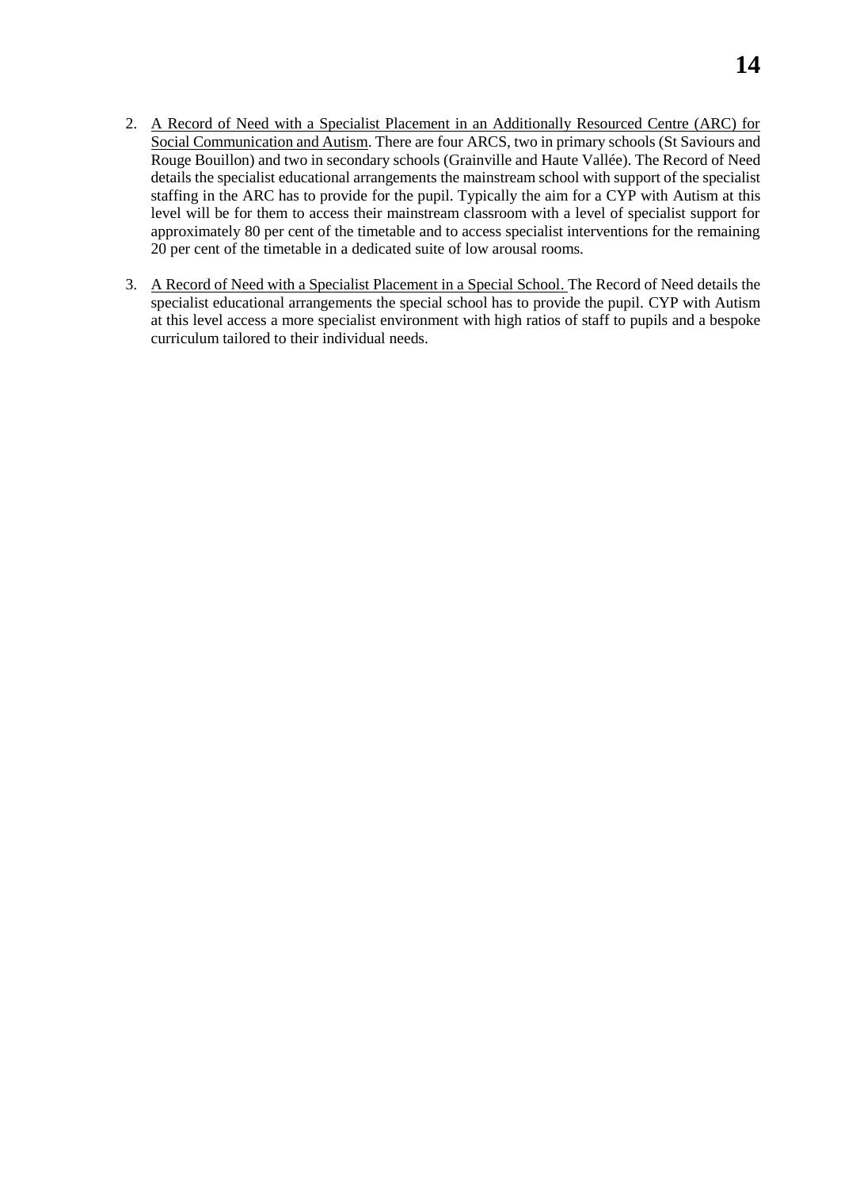2. <u>A Record of Need with a Specialist Placement in an Additionally Resourced Centre (ARC) for Social Communication and Autism</u>. There are four ARCS, two in primary schools (St Saviours and Rouge Bouillon) and two in secondary schools (Grainville and Haute Vallée). The Record of Need details the specialist educational arrangements the mainstream school with support of the specialist staffing in the ARC has to provide for the pupil. Typically the aim for a CYP with Autism at this level will be for them to access their mainstream classroom with a level of specialist support for approximately 80 per cent of the timetable and to access specialist interventions for the remaining 20 per cent of the timetable in a dedicated suite of low arousal rooms.

3. <u>A Record of Need with a Specialist Placement in a Special School.</u> The Record of Need details the specialist educational arrangements the special school has to provide the pupil. CYP with Autism at this level access a more specialist environment with high ratios of staff to pupils and a bespoke curriculum tailored to their individual needs.